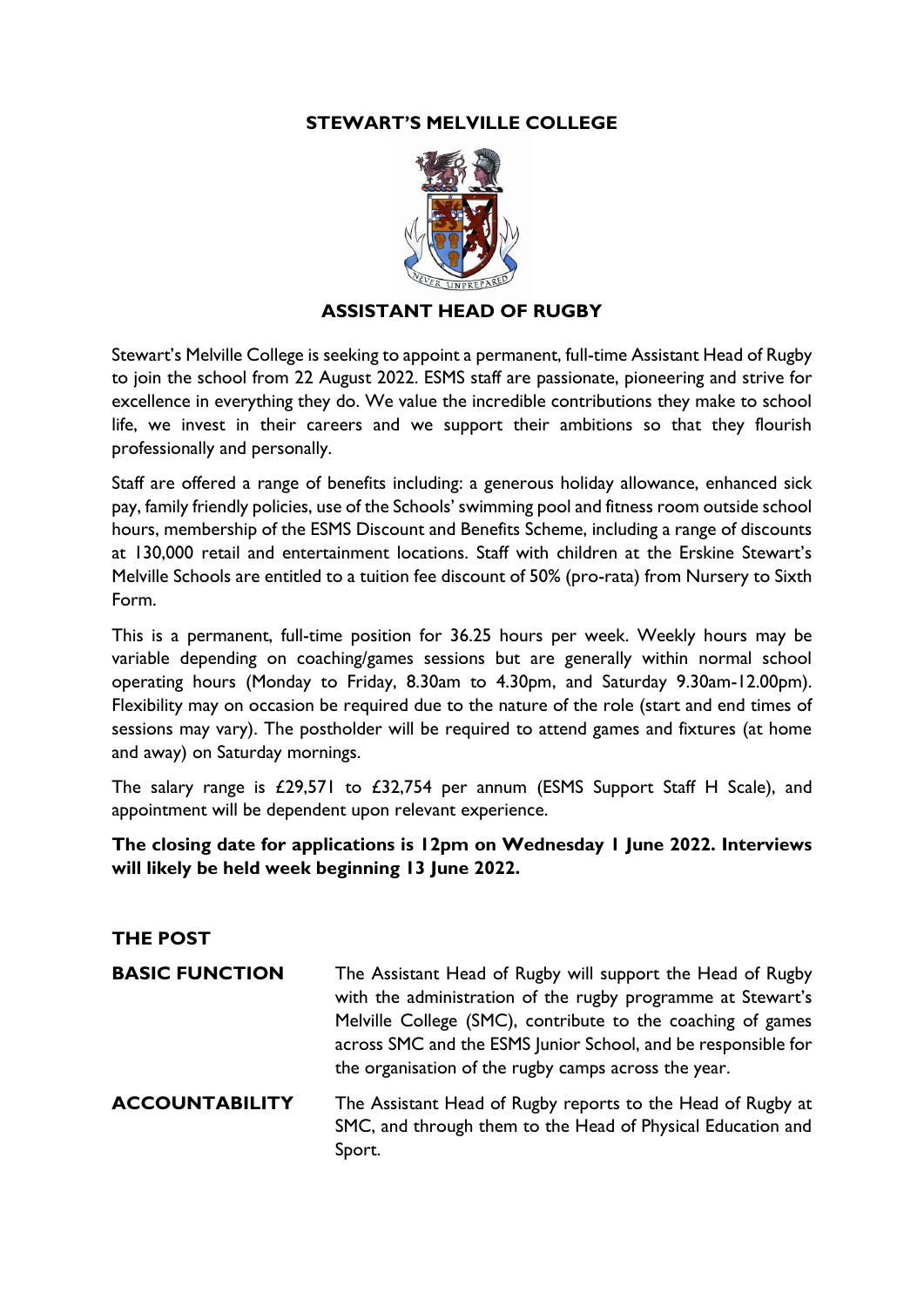# STEWART'S MELVILLE COLLEGE

## ASSISTANT HEAD OF RUGBY

Stewart's Melville College is seeking to appoint a permanent, full-time Assistant Head of Rugby to join the school from 22 August 2022. ESMS staff are passionate, pioneering and strive for excellence in everything they do. We value the incredible contributions they make to school life, we invest in their careers and we support their ambitions so that they flourish professionally and personally.

Staff are offered a range of benefits including: a generous holiday allowance, enhanced sick pay, family friendly policies, use of the Schools' swimming pool and fitness room outside school hours, membership of the ESMS Discount and Benefits Scheme, including a range of discounts at 130,000 retail and entertainment locations. Staff with children at the Erskine Stewart's Melville Schools are entitled to a tuition fee discount of 50% (pro-rata) from Nursery to Sixth Form.

This is a permanent, full-time position for 36.25 hours per week. Weekly hours may be variable depending on coaching/games sessions but are generally within normal school operating hours (Monday to Friday, 8.30am to 4.30pm, and Saturday 9.30am-12.00pm). Flexibility may on occasion be required due to the nature of the role (start and end times of sessions may vary). The postholder will be required to attend games and fixtures (at home and away) on Saturday mornings.

The salary range is £29,571 to £32,754 per annum (ESMS Support Staff H Scale), and appointment will be dependent upon relevant experience.

**The closing date for applications is 12pm on Wednesday 1 June 2022. Interviews will likely be held week beginning 13 June 2022.**

## THE POST

**BASIC FUNCTION**

The Assistant Head of Rugby will support the Head of Rugby with the administration of the rugby programme at Stewart's Melville College (SMC), contribute to the coaching of games across SMC and the ESMS Junior School, and be responsible for the organisation of the rugby camps across the year.

**ACCOUNTABILITY**

The Assistant Head of Rugby reports to the Head of Rugby at SMC, and through them to the Head of Physical Education and Sport.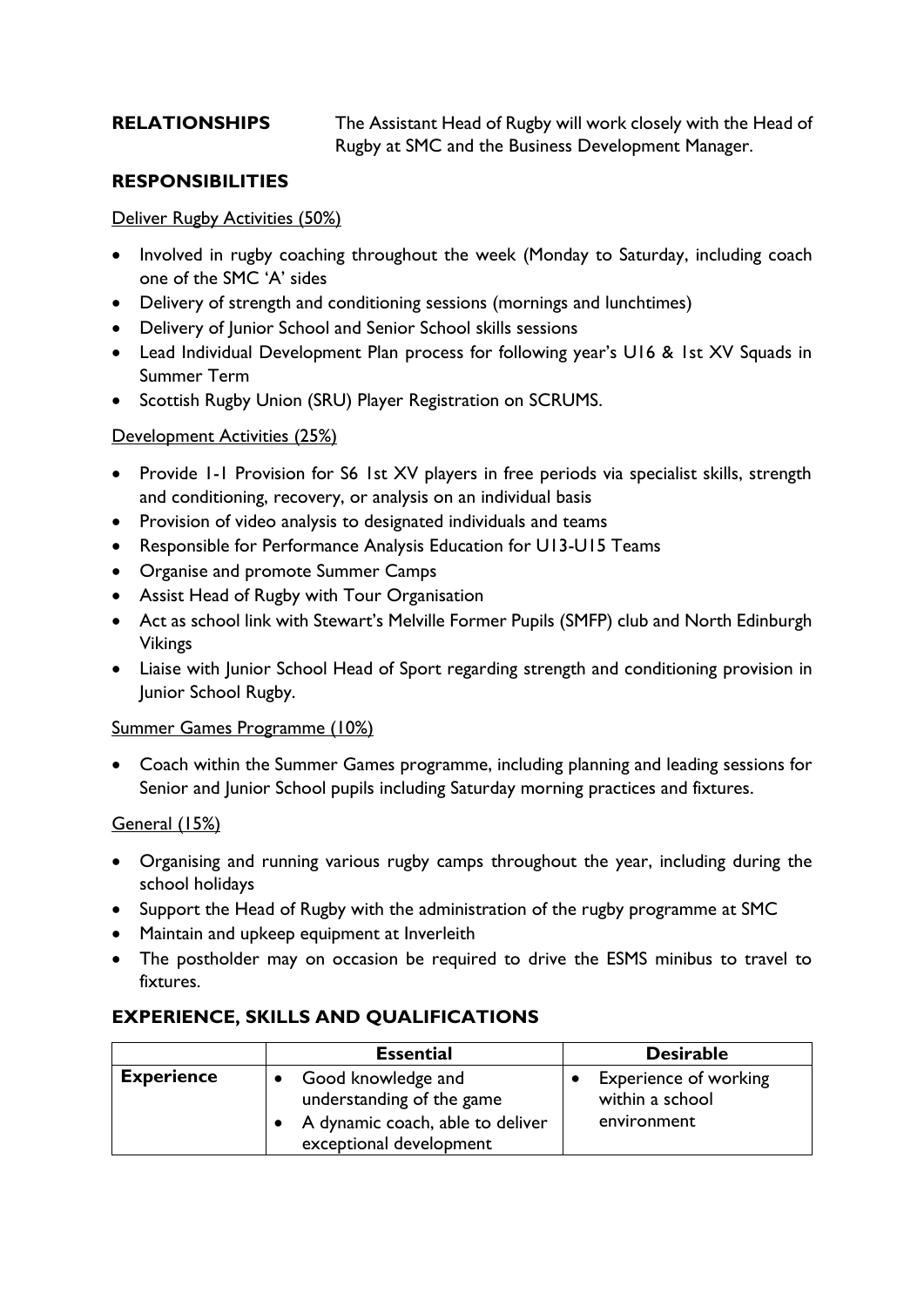**RELATIONSHIPS** The Assistant Head of Rugby will work closely with the Head of Rugby at SMC and the Business Development Manager.

## RESPONSIBILITIES

Deliver Rugby Activities (50%)

- Involved in rugby coaching throughout the week (Monday to Saturday, including coach one of the SMC 'A' sides
- Delivery of strength and conditioning sessions (mornings and lunchtimes)
- Delivery of Junior School and Senior School skills sessions
- Lead Individual Development Plan process for following year's U16 & 1st XV Squads in Summer Term
- Scottish Rugby Union (SRU) Player Registration on SCRUMS.

Development Activities (25%)

- Provide 1-1 Provision for S6 1st XV players in free periods via specialist skills, strength and conditioning, recovery, or analysis on an individual basis
- Provision of video analysis to designated individuals and teams
- Responsible for Performance Analysis Education for U13-U15 Teams
- Organise and promote Summer Camps
- Assist Head of Rugby with Tour Organisation
- Act as school link with Stewart's Melville Former Pupils (SMFP) club and North Edinburgh Vikings
- Liaise with Junior School Head of Sport regarding strength and conditioning provision in Junior School Rugby.

Summer Games Programme (10%)

- Coach within the Summer Games programme, including planning and leading sessions for Senior and Junior School pupils including Saturday morning practices and fixtures.

General (15%)

- Organising and running various rugby camps throughout the year, including during the school holidays
- Support the Head of Rugby with the administration of the rugby programme at SMC
- Maintain and upkeep equipment at Inverleith
- The postholder may on occasion be required to drive the ESMS minibus to travel to fixtures.

## EXPERIENCE, SKILLS AND QUALIFICATIONS

| | **Essential** | **Desirable** |
|---|---|---|
| **Experience** | • Good knowledge and understanding of the game<br>• A dynamic coach, able to deliver exceptional development | • Experience of working within a school environment |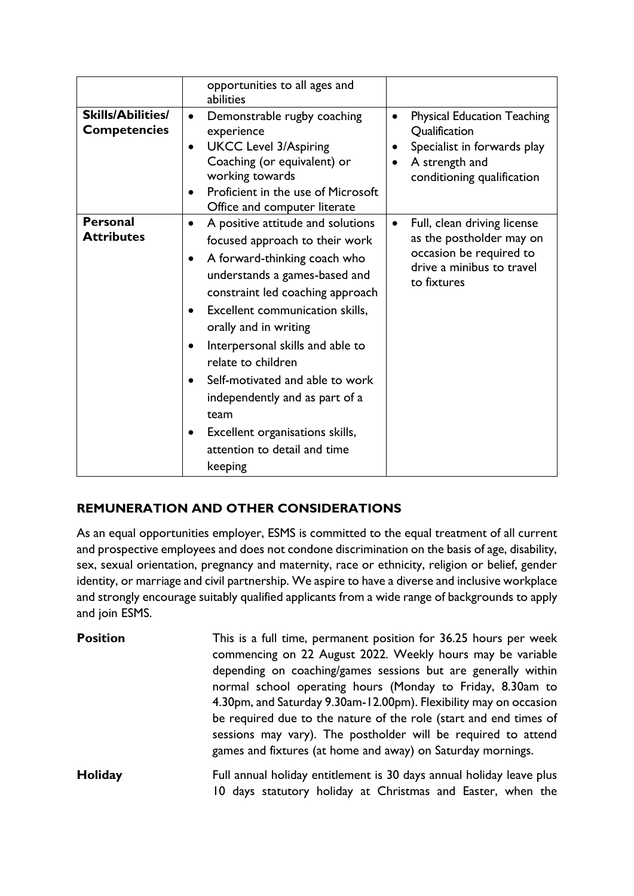| | | |
|---|---|---|
| | opportunities to all ages and abilities | |
| **Skills/Abilities/ Competencies** | • Demonstrable rugby coaching experience<br>• UKCC Level 3/Aspiring Coaching (or equivalent) or working towards<br>• Proficient in the use of Microsoft Office and computer literate | • Physical Education Teaching Qualification<br>• Specialist in forwards play<br>• A strength and conditioning qualification |
| **Personal Attributes** | • A positive attitude and solutions focused approach to their work<br>• A forward-thinking coach who understands a games-based and constraint led coaching approach<br>• Excellent communication skills, orally and in writing<br>• Interpersonal skills and able to relate to children<br>• Self-motivated and able to work independently and as part of a team<br>• Excellent organisations skills, attention to detail and time keeping | • Full, clean driving license as the postholder may on occasion be required to drive a minibus to travel to fixtures |

## REMUNERATION AND OTHER CONSIDERATIONS

As an equal opportunities employer, ESMS is committed to the equal treatment of all current and prospective employees and does not condone discrimination on the basis of age, disability, sex, sexual orientation, pregnancy and maternity, race or ethnicity, religion or belief, gender identity, or marriage and civil partnership. We aspire to have a diverse and inclusive workplace and strongly encourage suitably qualified applicants from a wide range of backgrounds to apply and join ESMS.

**Position** This is a full time, permanent position for 36.25 hours per week commencing on 22 August 2022. Weekly hours may be variable depending on coaching/games sessions but are generally within normal school operating hours (Monday to Friday, 8.30am to 4.30pm, and Saturday 9.30am-12.00pm). Flexibility may on occasion be required due to the nature of the role (start and end times of sessions may vary). The postholder will be required to attend games and fixtures (at home and away) on Saturday mornings.

**Holiday** Full annual holiday entitlement is 30 days annual holiday leave plus 10 days statutory holiday at Christmas and Easter, when the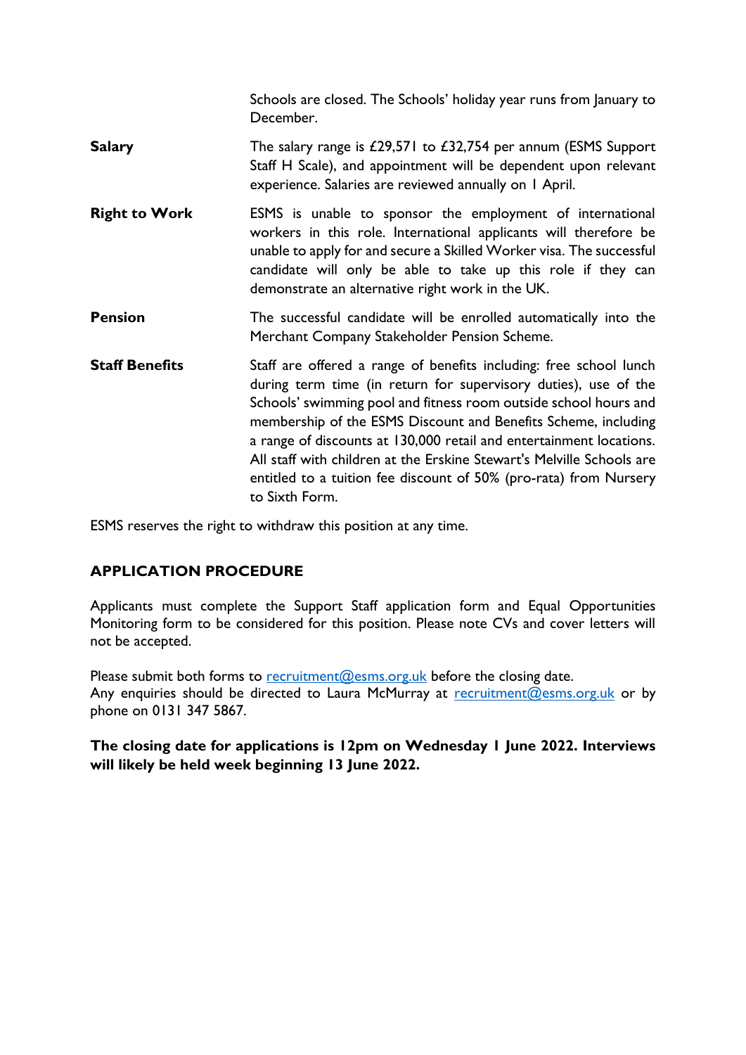| | |
|---|---|
| | Schools are closed. The Schools' holiday year runs from January to December. |
| **Salary** | The salary range is £29,571 to £32,754 per annum (ESMS Support Staff H Scale), and appointment will be dependent upon relevant experience. Salaries are reviewed annually on 1 April. |
| **Right to Work** | ESMS is unable to sponsor the employment of international workers in this role. International applicants will therefore be unable to apply for and secure a Skilled Worker visa. The successful candidate will only be able to take up this role if they can demonstrate an alternative right work in the UK. |
| **Pension** | The successful candidate will be enrolled automatically into the Merchant Company Stakeholder Pension Scheme. |
| **Staff Benefits** | Staff are offered a range of benefits including: free school lunch during term time (in return for supervisory duties), use of the Schools' swimming pool and fitness room outside school hours and membership of the ESMS Discount and Benefits Scheme, including a range of discounts at 130,000 retail and entertainment locations. All staff with children at the Erskine Stewart's Melville Schools are entitled to a tuition fee discount of 50% (pro-rata) from Nursery to Sixth Form. |

ESMS reserves the right to withdraw this position at any time.

## APPLICATION PROCEDURE

Applicants must complete the Support Staff application form and Equal Opportunities Monitoring form to be considered for this position. Please note CVs and cover letters will not be accepted.

Please submit both forms to recruitment@esms.org.uk before the closing date.
Any enquiries should be directed to Laura McMurray at recruitment@esms.org.uk or by phone on 0131 347 5867.

**The closing date for applications is 12pm on Wednesday 1 June 2022. Interviews will likely be held week beginning 13 June 2022.**